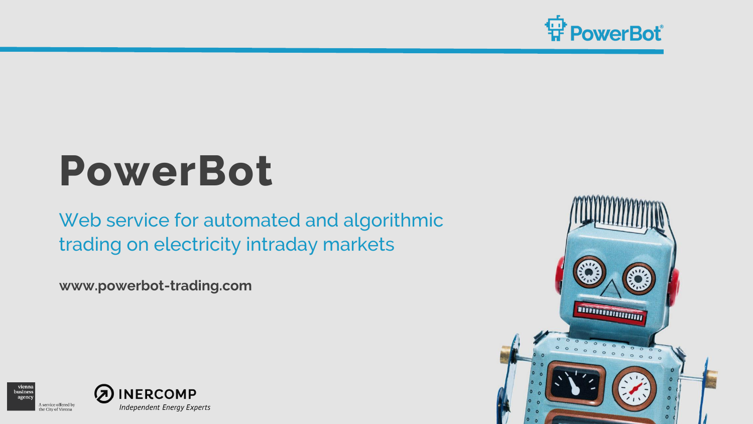# PowerBot

Web service for automated and algorithmic trading on electricity intraday markets

**www.powerbot-trading.com**

vienna business agency — A service offered by the City of Vienna

INERCOMP — *Independent Energy Experts*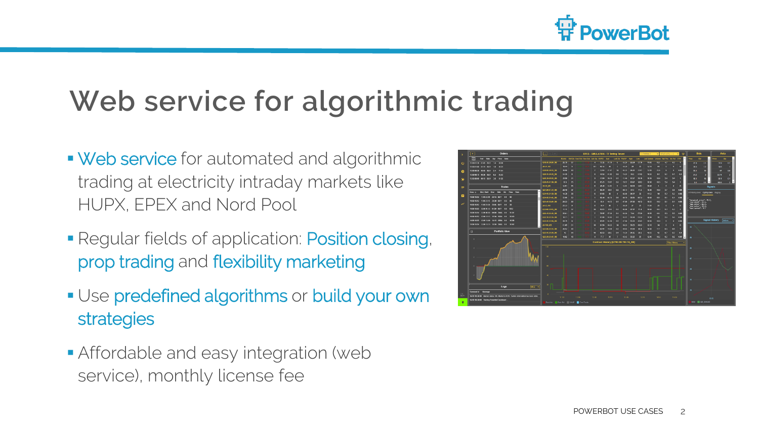# Web service for algorithmic trading

- Web service for automated and algorithmic trading at electricity intraday markets like HUPX, EPEX and Nord Pool
- Regular fields of application: Position closing, prop trading and flexibility marketing
- Use predefined algorithms or build your own strategies
- Affordable and easy integration (web service), monthly license fee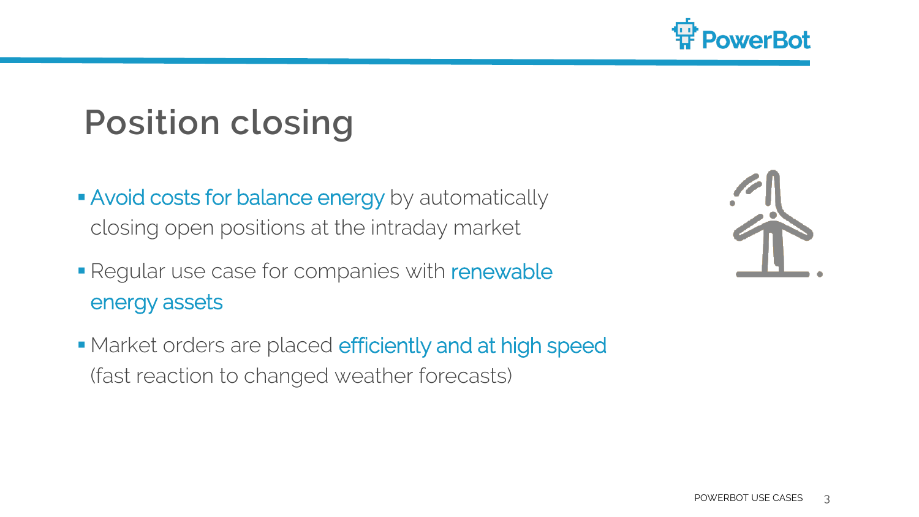# Position closing

- Avoid costs for balance energy by automatically closing open positions at the intraday market
- Regular use case for companies with renewable energy assets
- Market orders are placed efficiently and at high speed (fast reaction to changed weather forecasts)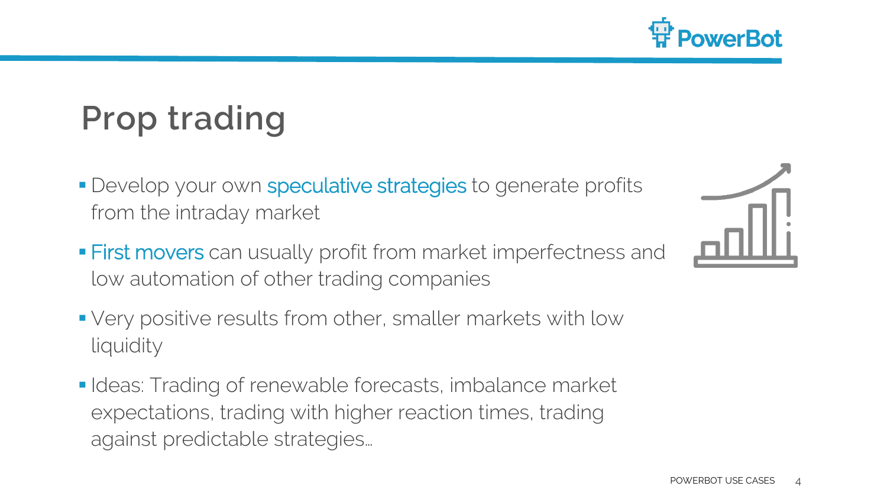# Prop trading

- Develop your own speculative strategies to generate profits from the intraday market
- First movers can usually profit from market imperfectness and low automation of other trading companies
- Very positive results from other, smaller markets with low liquidity
- Ideas: Trading of renewable forecasts, imbalance market expectations, trading with higher reaction times, trading against predictable strategies…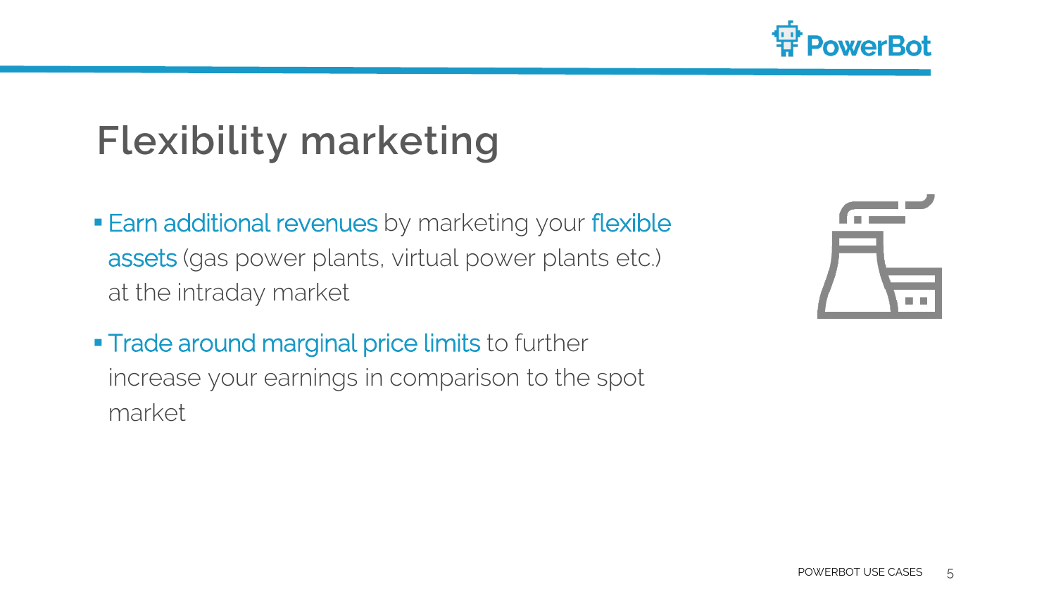# Flexibility marketing

- Earn additional revenues by marketing your flexible assets (gas power plants, virtual power plants etc.) at the intraday market
- Trade around marginal price limits to further increase your earnings in comparison to the spot market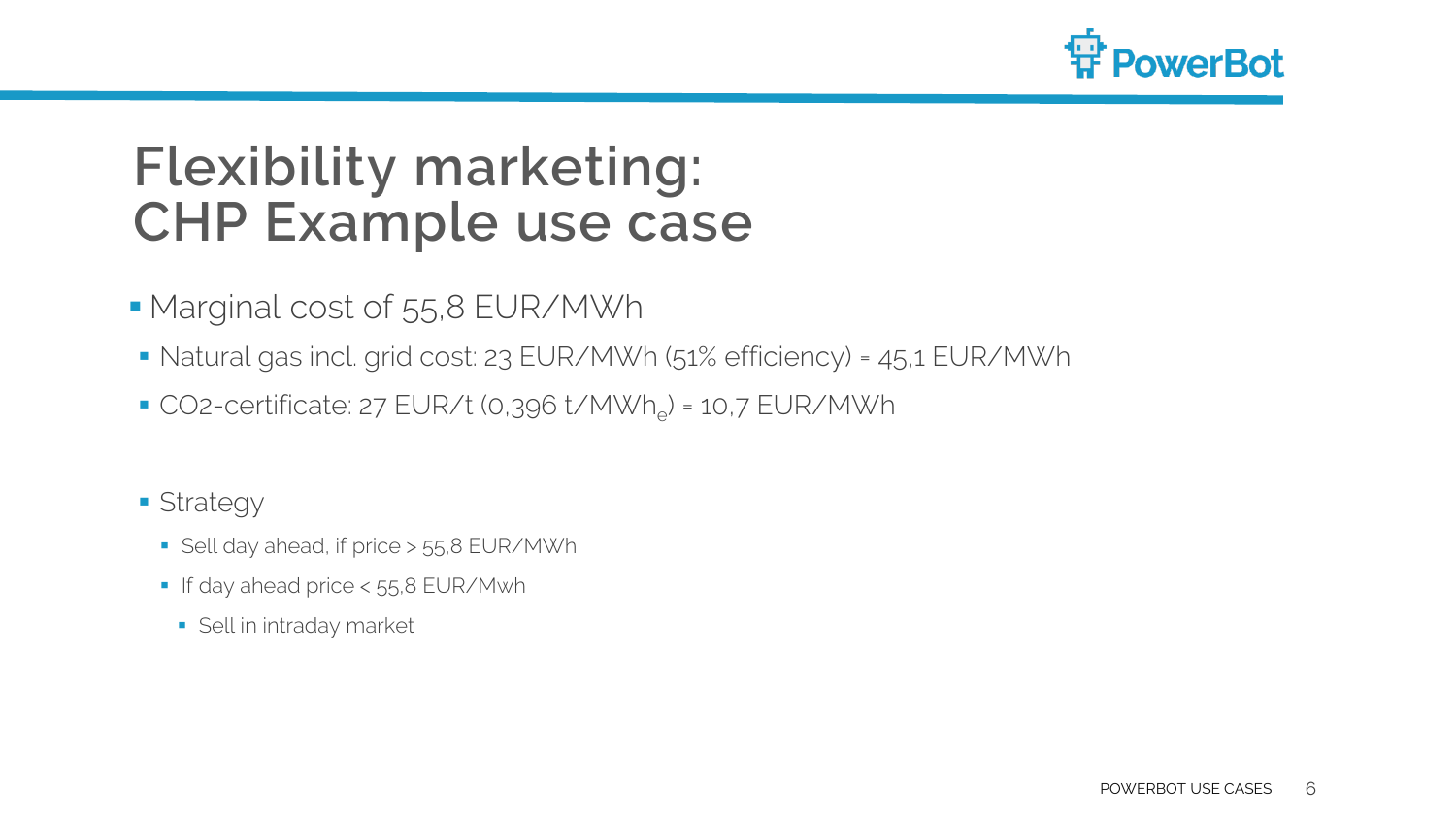# Flexibility marketing: CHP Example use case

- Marginal cost of 55,8 EUR/MWh
  - Natural gas incl. grid cost: 23 EUR/MWh (51% efficiency) = 45,1 EUR/MWh
  - $CO_2$-certificate: 27 EUR/t (0,396 t/$MWh_e$) = 10,7 EUR/MWh

- Strategy
  - Sell day ahead, if price > 55,8 EUR/MWh
  - If day ahead price < 55,8 EUR/Mwh
    - Sell in intraday market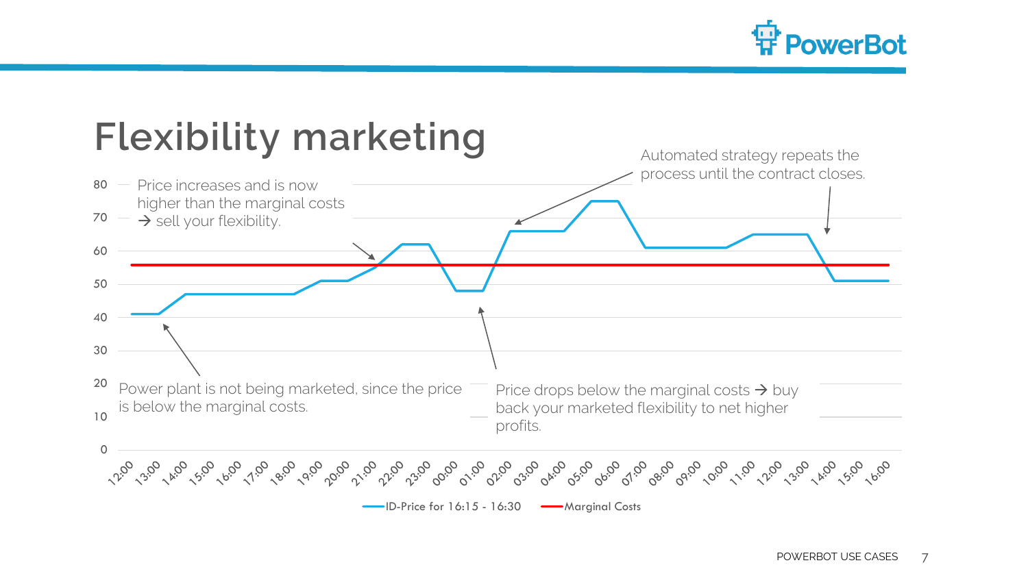# Flexibility marketing

Price increases and is now higher than the marginal costs → sell your flexibility.

Automated strategy repeats the process until the contract closes.

Power plant is not being marketed, since the price is below the marginal costs.

Price drops below the marginal costs → buy back your marketed flexibility to net higher profits.

ID-Price for 16:15 - 16:30 | Marginal Costs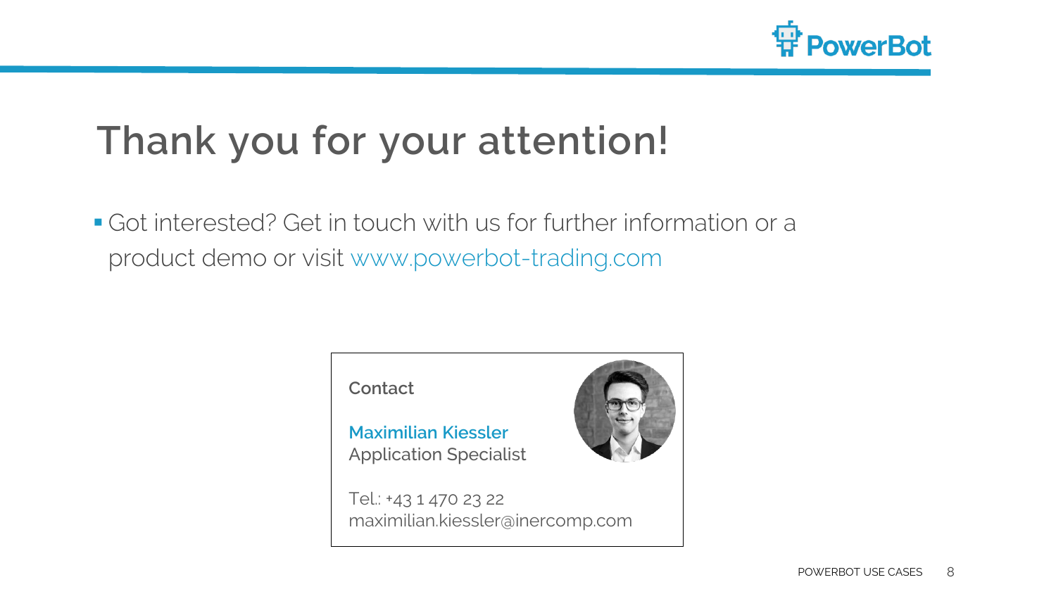# Thank you for your attention!

- Got interested? Get in touch with us for further information or a product demo or visit www.powerbot-trading.com

**Contact**

**Maximilian Kiessler**
Application Specialist

Tel.: +43 1 470 23 22
maximilian.kiessler@inercomp.com